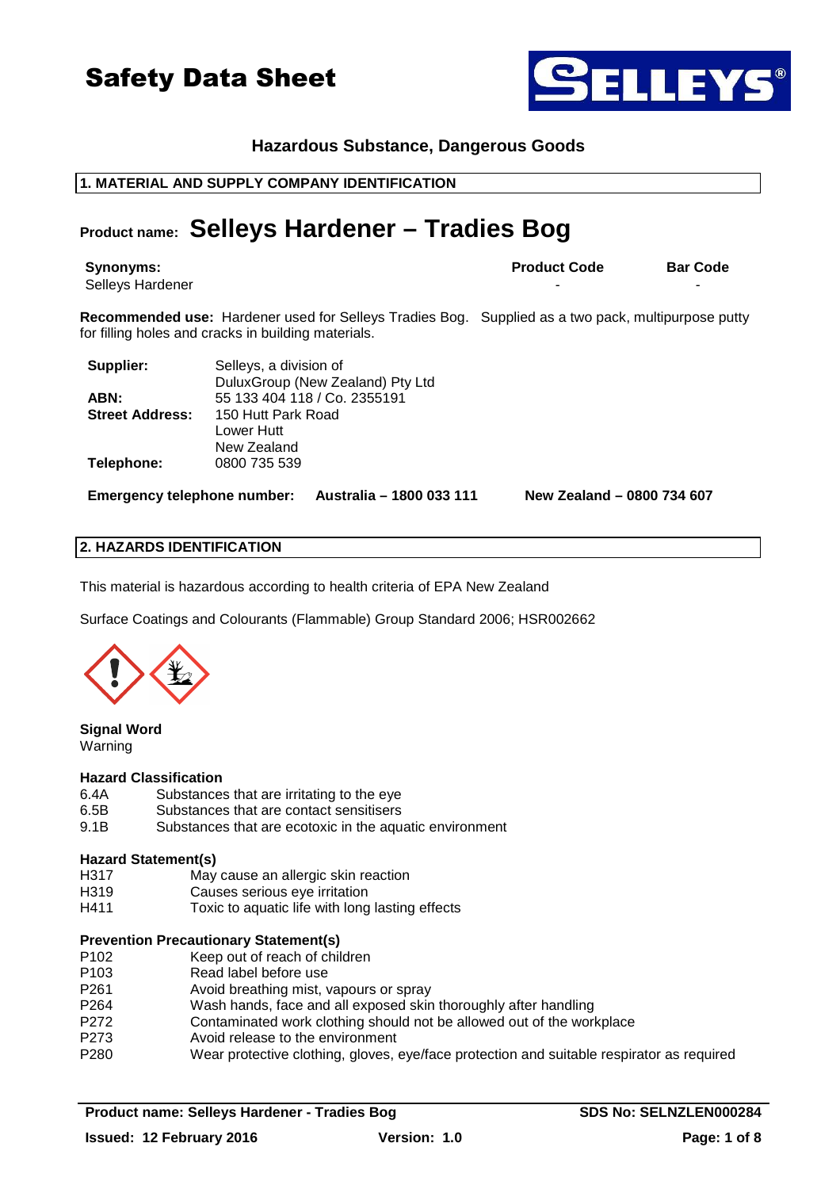# Safety Data Sheet

**Hazardous Substance, Dangerous Goods**

## 1. MATERIAL AND SUPPLY COMPANY IDENTIFICATION

**Product name: Selleys Hardener – Tradies Bog**

| **Synonyms:** | **Product Code** | **Bar Code** |
|---|---|---|
| Selleys Hardener | - | - |

**Recommended use:** Hardener used for Selleys Tradies Bog. Supplied as a two pack, multipurpose putty for filling holes and cracks in building materials.

| | |
|---|---|
| **Supplier:** | Selleys, a division of DuluxGroup (New Zealand) Pty Ltd |
| **ABN:** | 55 133 404 118 / Co. 2355191 |
| **Street Address:** | 150 Hutt Park Road<br>Lower Hutt<br>New Zealand |
| **Telephone:** | 0800 735 539 |

**Emergency telephone number:** **Australia – 1800 033 111** **New Zealand – 0800 734 607**

## 2. HAZARDS IDENTIFICATION

This material is hazardous according to health criteria of EPA New Zealand

Surface Coatings and Colourants (Flammable) Group Standard 2006; HSR002662

**Signal Word**
Warning

**Hazard Classification**

| | |
|---|---|
| 6.4A | Substances that are irritating to the eye |
| 6.5B | Substances that are contact sensitisers |
| 9.1B | Substances that are ecotoxic in the aquatic environment |

**Hazard Statement(s)**

| | |
|---|---|
| H317 | May cause an allergic skin reaction |
| H319 | Causes serious eye irritation |
| H411 | Toxic to aquatic life with long lasting effects |

**Prevention Precautionary Statement(s)**

| | |
|---|---|
| P102 | Keep out of reach of children |
| P103 | Read label before use |
| P261 | Avoid breathing mist, vapours or spray |
| P264 | Wash hands, face and all exposed skin thoroughly after handling |
| P272 | Contaminated work clothing should not be allowed out of the workplace |
| P273 | Avoid release to the environment |
| P280 | Wear protective clothing, gloves, eye/face protection and suitable respirator as required |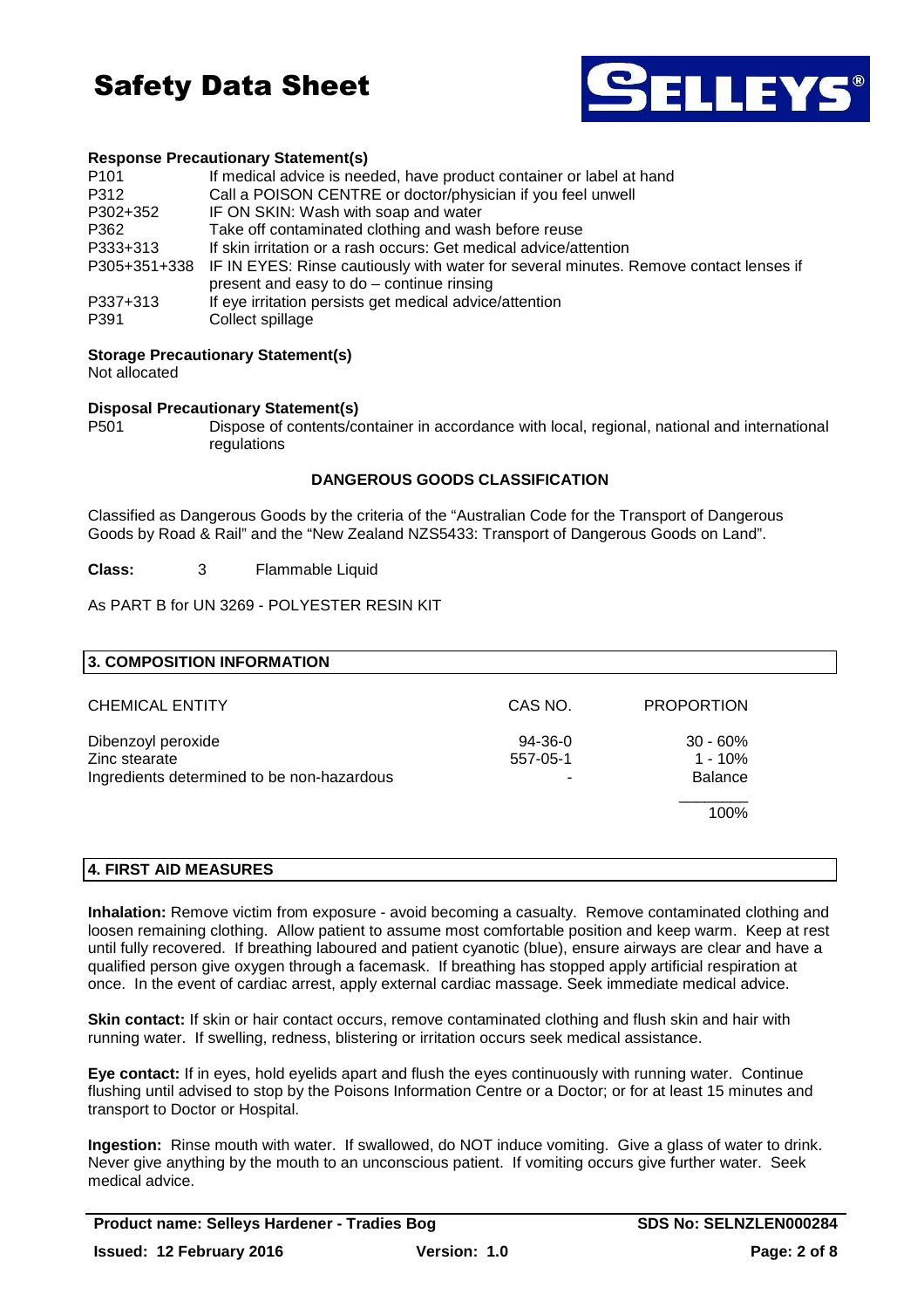**Response Precautionary Statement(s)**

| | |
|---|---|
| P101 | If medical advice is needed, have product container or label at hand |
| P312 | Call a POISON CENTRE or doctor/physician if you feel unwell |
| P302+352 | IF ON SKIN: Wash with soap and water |
| P362 | Take off contaminated clothing and wash before reuse |
| P333+313 | If skin irritation or a rash occurs: Get medical advice/attention |
| P305+351+338 | IF IN EYES: Rinse cautiously with water for several minutes. Remove contact lenses if present and easy to do – continue rinsing |
| P337+313 | If eye irritation persists get medical advice/attention |
| P391 | Collect spillage |

**Storage Precautionary Statement(s)**

Not allocated

**Disposal Precautionary Statement(s)**

| | |
|---|---|
| P501 | Dispose of contents/container in accordance with local, regional, national and international regulations |

**DANGEROUS GOODS CLASSIFICATION**

Classified as Dangerous Goods by the criteria of the "Australian Code for the Transport of Dangerous Goods by Road & Rail" and the "New Zealand NZS5433: Transport of Dangerous Goods on Land".

**Class:** 3 Flammable Liquid

As PART B for UN 3269 - POLYESTER RESIN KIT

## 3. COMPOSITION INFORMATION

| CHEMICAL ENTITY | CAS NO. | PROPORTION |
|---|---|---|
| Dibenzoyl peroxide | 94-36-0 | 30 - 60% |
| Zinc stearate | 557-05-1 | 1 - 10% |
| Ingredients determined to be non-hazardous | - | Balance |
| | | 100% |

## 4. FIRST AID MEASURES

**Inhalation:** Remove victim from exposure - avoid becoming a casualty. Remove contaminated clothing and loosen remaining clothing. Allow patient to assume most comfortable position and keep warm. Keep at rest until fully recovered. If breathing laboured and patient cyanotic (blue), ensure airways are clear and have a qualified person give oxygen through a facemask. If breathing has stopped apply artificial respiration at once. In the event of cardiac arrest, apply external cardiac massage. Seek immediate medical advice.

**Skin contact:** If skin or hair contact occurs, remove contaminated clothing and flush skin and hair with running water. If swelling, redness, blistering or irritation occurs seek medical assistance.

**Eye contact:** If in eyes, hold eyelids apart and flush the eyes continuously with running water. Continue flushing until advised to stop by the Poisons Information Centre or a Doctor; or for at least 15 minutes and transport to Doctor or Hospital.

**Ingestion:** Rinse mouth with water. If swallowed, do NOT induce vomiting. Give a glass of water to drink. Never give anything by the mouth to an unconscious patient. If vomiting occurs give further water. Seek medical advice.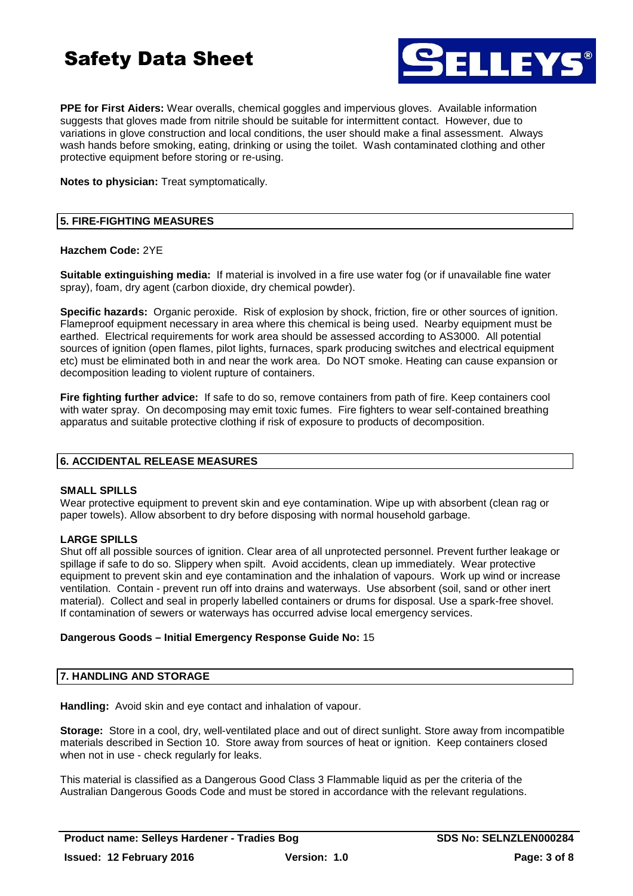**PPE for First Aiders:** Wear overalls, chemical goggles and impervious gloves. Available information suggests that gloves made from nitrile should be suitable for intermittent contact. However, due to variations in glove construction and local conditions, the user should make a final assessment. Always wash hands before smoking, eating, drinking or using the toilet. Wash contaminated clothing and other protective equipment before storing or re-using.

**Notes to physician:** Treat symptomatically.

## 5. FIRE-FIGHTING MEASURES

**Hazchem Code:** 2YE

**Suitable extinguishing media:** If material is involved in a fire use water fog (or if unavailable fine water spray), foam, dry agent (carbon dioxide, dry chemical powder).

**Specific hazards:** Organic peroxide. Risk of explosion by shock, friction, fire or other sources of ignition. Flameproof equipment necessary in area where this chemical is being used. Nearby equipment must be earthed. Electrical requirements for work area should be assessed according to AS3000. All potential sources of ignition (open flames, pilot lights, furnaces, spark producing switches and electrical equipment etc) must be eliminated both in and near the work area. Do NOT smoke. Heating can cause expansion or decomposition leading to violent rupture of containers.

**Fire fighting further advice:** If safe to do so, remove containers from path of fire. Keep containers cool with water spray. On decomposing may emit toxic fumes. Fire fighters to wear self-contained breathing apparatus and suitable protective clothing if risk of exposure to products of decomposition.

## 6. ACCIDENTAL RELEASE MEASURES

**SMALL SPILLS**

Wear protective equipment to prevent skin and eye contamination. Wipe up with absorbent (clean rag or paper towels). Allow absorbent to dry before disposing with normal household garbage.

**LARGE SPILLS**

Shut off all possible sources of ignition. Clear area of all unprotected personnel. Prevent further leakage or spillage if safe to do so. Slippery when spilt. Avoid accidents, clean up immediately. Wear protective equipment to prevent skin and eye contamination and the inhalation of vapours. Work up wind or increase ventilation. Contain - prevent run off into drains and waterways. Use absorbent (soil, sand or other inert material). Collect and seal in properly labelled containers or drums for disposal. Use a spark-free shovel. If contamination of sewers or waterways has occurred advise local emergency services.

**Dangerous Goods – Initial Emergency Response Guide No:** 15

## 7. HANDLING AND STORAGE

**Handling:** Avoid skin and eye contact and inhalation of vapour.

**Storage:** Store in a cool, dry, well-ventilated place and out of direct sunlight. Store away from incompatible materials described in Section 10. Store away from sources of heat or ignition. Keep containers closed when not in use - check regularly for leaks.

This material is classified as a Dangerous Good Class 3 Flammable liquid as per the criteria of the Australian Dangerous Goods Code and must be stored in accordance with the relevant regulations.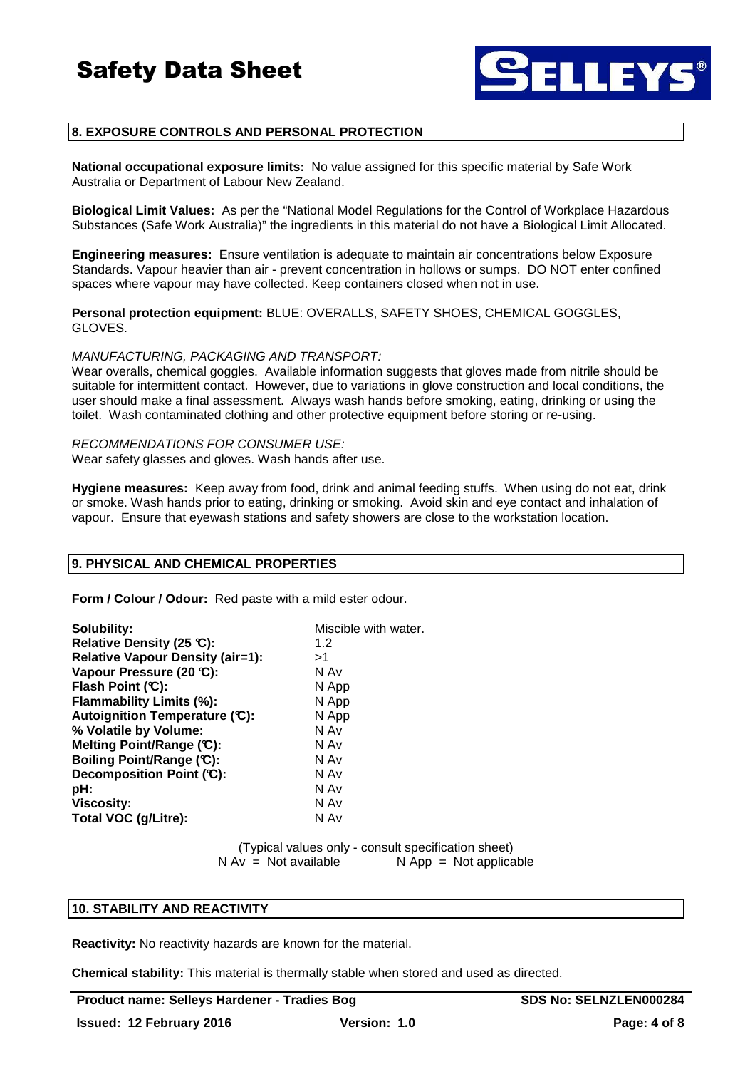## 8. EXPOSURE CONTROLS AND PERSONAL PROTECTION

**National occupational exposure limits:** No value assigned for this specific material by Safe Work Australia or Department of Labour New Zealand.

**Biological Limit Values:** As per the "National Model Regulations for the Control of Workplace Hazardous Substances (Safe Work Australia)" the ingredients in this material do not have a Biological Limit Allocated.

**Engineering measures:** Ensure ventilation is adequate to maintain air concentrations below Exposure Standards. Vapour heavier than air - prevent concentration in hollows or sumps. DO NOT enter confined spaces where vapour may have collected. Keep containers closed when not in use.

**Personal protection equipment:** BLUE: OVERALLS, SAFETY SHOES, CHEMICAL GOGGLES, GLOVES.

*MANUFACTURING, PACKAGING AND TRANSPORT:*
Wear overalls, chemical goggles. Available information suggests that gloves made from nitrile should be suitable for intermittent contact. However, due to variations in glove construction and local conditions, the user should make a final assessment. Always wash hands before smoking, eating, drinking or using the toilet. Wash contaminated clothing and other protective equipment before storing or re-using.

*RECOMMENDATIONS FOR CONSUMER USE:*
Wear safety glasses and gloves. Wash hands after use.

**Hygiene measures:** Keep away from food, drink and animal feeding stuffs. When using do not eat, drink or smoke. Wash hands prior to eating, drinking or smoking. Avoid skin and eye contact and inhalation of vapour. Ensure that eyewash stations and safety showers are close to the workstation location.

## 9. PHYSICAL AND CHEMICAL PROPERTIES

**Form / Colour / Odour:** Red paste with a mild ester odour.

| | |
|---|---|
| **Solubility:** | Miscible with water. |
| **Relative Density (25 °C):** | 1.2 |
| **Relative Vapour Density (air=1):** | >1 |
| **Vapour Pressure (20 °C):** | N Av |
| **Flash Point (°C):** | N App |
| **Flammability Limits (%):** | N App |
| **Autoignition Temperature (°C):** | N App |
| **% Volatile by Volume:** | N Av |
| **Melting Point/Range (°C):** | N Av |
| **Boiling Point/Range (°C):** | N Av |
| **Decomposition Point (°C):** | N Av |
| **pH:** | N Av |
| **Viscosity:** | N Av |
| **Total VOC (g/Litre):** | N Av |

(Typical values only - consult specification sheet)
N Av = Not available          N App = Not applicable

## 10. STABILITY AND REACTIVITY

**Reactivity:** No reactivity hazards are known for the material.

**Chemical stability:** This material is thermally stable when stored and used as directed.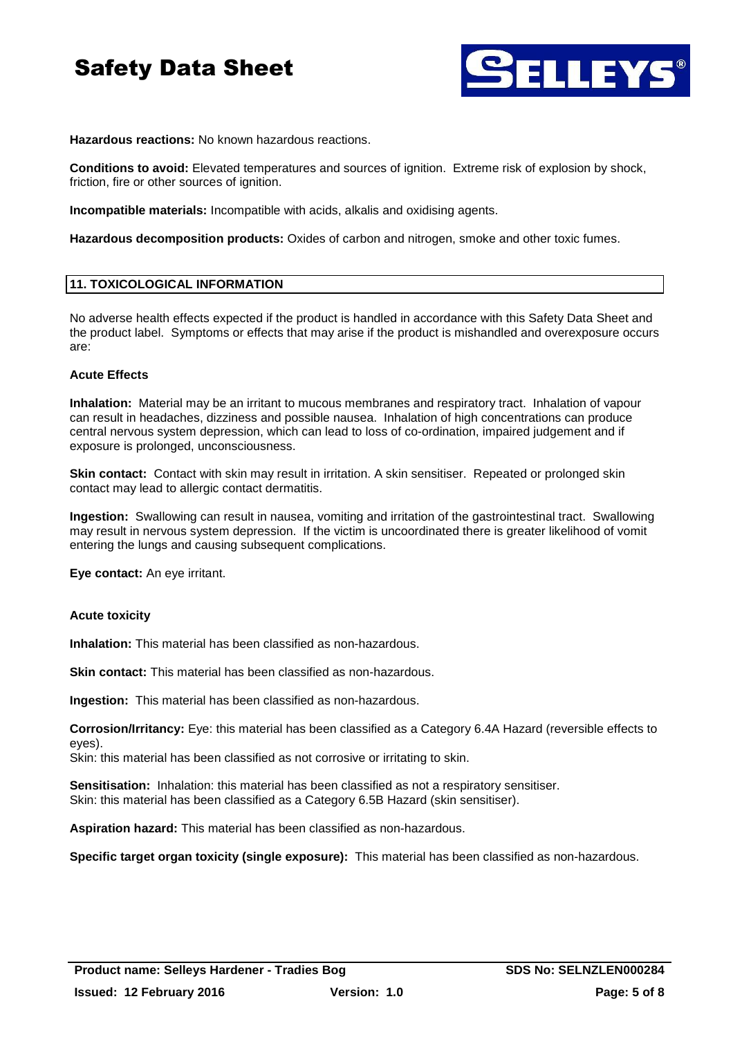**Hazardous reactions:** No known hazardous reactions.

**Conditions to avoid:** Elevated temperatures and sources of ignition. Extreme risk of explosion by shock, friction, fire or other sources of ignition.

**Incompatible materials:** Incompatible with acids, alkalis and oxidising agents.

**Hazardous decomposition products:** Oxides of carbon and nitrogen, smoke and other toxic fumes.

## 11. TOXICOLOGICAL INFORMATION

No adverse health effects expected if the product is handled in accordance with this Safety Data Sheet and the product label. Symptoms or effects that may arise if the product is mishandled and overexposure occurs are:

### Acute Effects

**Inhalation:** Material may be an irritant to mucous membranes and respiratory tract. Inhalation of vapour can result in headaches, dizziness and possible nausea. Inhalation of high concentrations can produce central nervous system depression, which can lead to loss of co-ordination, impaired judgement and if exposure is prolonged, unconsciousness.

**Skin contact:** Contact with skin may result in irritation. A skin sensitiser. Repeated or prolonged skin contact may lead to allergic contact dermatitis.

**Ingestion:** Swallowing can result in nausea, vomiting and irritation of the gastrointestinal tract. Swallowing may result in nervous system depression. If the victim is uncoordinated there is greater likelihood of vomit entering the lungs and causing subsequent complications.

**Eye contact:** An eye irritant.

### Acute toxicity

**Inhalation:** This material has been classified as non-hazardous.

**Skin contact:** This material has been classified as non-hazardous.

**Ingestion:** This material has been classified as non-hazardous.

**Corrosion/Irritancy:** Eye: this material has been classified as a Category 6.4A Hazard (reversible effects to eyes).
Skin: this material has been classified as not corrosive or irritating to skin.

**Sensitisation:** Inhalation: this material has been classified as not a respiratory sensitiser.
Skin: this material has been classified as a Category 6.5B Hazard (skin sensitiser).

**Aspiration hazard:** This material has been classified as non-hazardous.

**Specific target organ toxicity (single exposure):** This material has been classified as non-hazardous.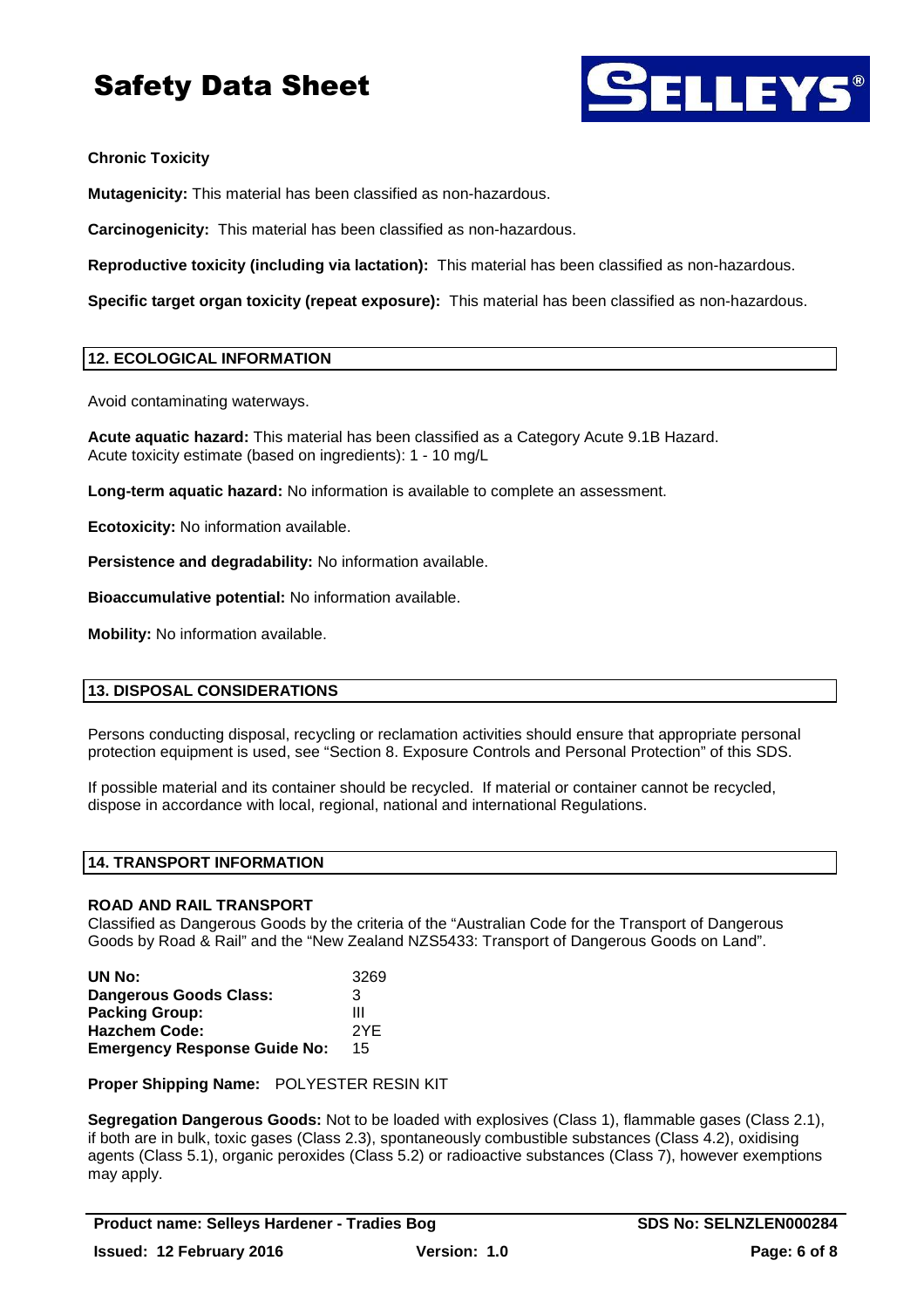**Chronic Toxicity**

**Mutagenicity:** This material has been classified as non-hazardous.

**Carcinogenicity:** This material has been classified as non-hazardous.

**Reproductive toxicity (including via lactation):** This material has been classified as non-hazardous.

**Specific target organ toxicity (repeat exposure):** This material has been classified as non-hazardous.

## 12. ECOLOGICAL INFORMATION

Avoid contaminating waterways.

**Acute aquatic hazard:** This material has been classified as a Category Acute 9.1B Hazard.
Acute toxicity estimate (based on ingredients): 1 - 10 mg/L

**Long-term aquatic hazard:** No information is available to complete an assessment.

**Ecotoxicity:** No information available.

**Persistence and degradability:** No information available.

**Bioaccumulative potential:** No information available.

**Mobility:** No information available.

## 13. DISPOSAL CONSIDERATIONS

Persons conducting disposal, recycling or reclamation activities should ensure that appropriate personal protection equipment is used, see "Section 8. Exposure Controls and Personal Protection" of this SDS.

If possible material and its container should be recycled. If material or container cannot be recycled, dispose in accordance with local, regional, national and international Regulations.

## 14. TRANSPORT INFORMATION

**ROAD AND RAIL TRANSPORT**
Classified as Dangerous Goods by the criteria of the "Australian Code for the Transport of Dangerous Goods by Road & Rail" and the "New Zealand NZS5433: Transport of Dangerous Goods on Land".

| | |
|---|---|
| **UN No:** | 3269 |
| **Dangerous Goods Class:** | 3 |
| **Packing Group:** | III |
| **Hazchem Code:** | 2YE |
| **Emergency Response Guide No:** | 15 |

**Proper Shipping Name:** POLYESTER RESIN KIT

**Segregation Dangerous Goods:** Not to be loaded with explosives (Class 1), flammable gases (Class 2.1), if both are in bulk, toxic gases (Class 2.3), spontaneously combustible substances (Class 4.2), oxidising agents (Class 5.1), organic peroxides (Class 5.2) or radioactive substances (Class 7), however exemptions may apply.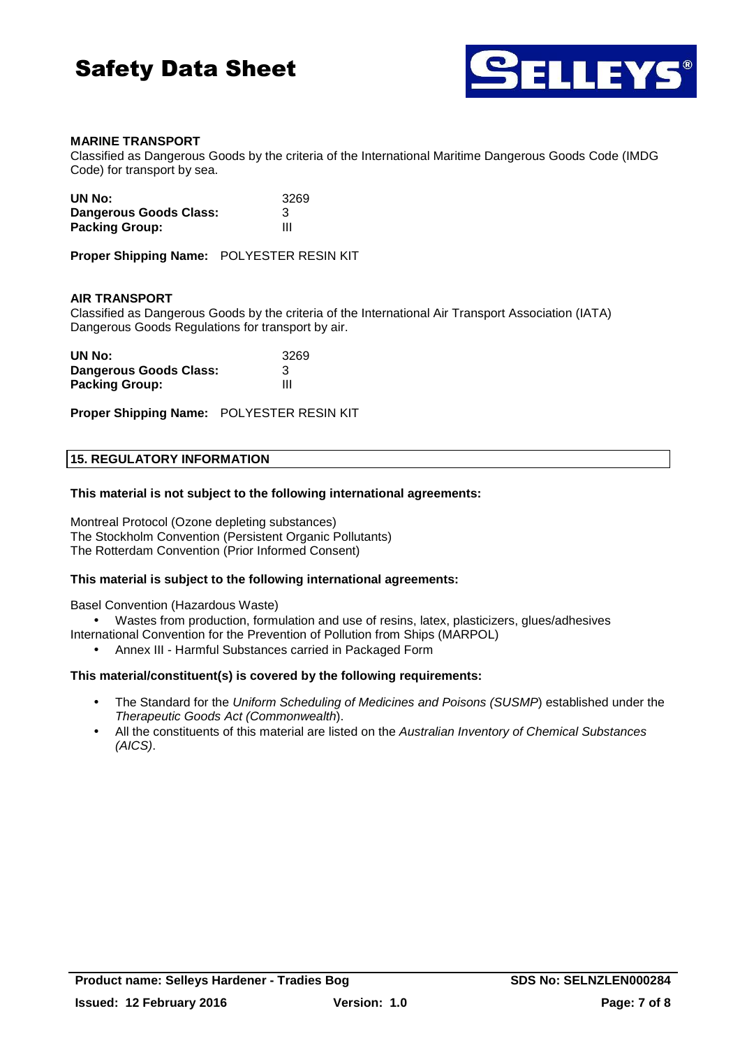#### MARINE TRANSPORT

Classified as Dangerous Goods by the criteria of the International Maritime Dangerous Goods Code (IMDG Code) for transport by sea.

| | |
|---|---|
| **UN No:** | 3269 |
| **Dangerous Goods Class:** | 3 |
| **Packing Group:** | III |

**Proper Shipping Name:** POLYESTER RESIN KIT

#### AIR TRANSPORT

Classified as Dangerous Goods by the criteria of the International Air Transport Association (IATA) Dangerous Goods Regulations for transport by air.

| | |
|---|---|
| **UN No:** | 3269 |
| **Dangerous Goods Class:** | 3 |
| **Packing Group:** | III |

**Proper Shipping Name:** POLYESTER RESIN KIT

## 15. REGULATORY INFORMATION

**This material is not subject to the following international agreements:**

Montreal Protocol (Ozone depleting substances)
The Stockholm Convention (Persistent Organic Pollutants)
The Rotterdam Convention (Prior Informed Consent)

**This material is subject to the following international agreements:**

Basel Convention (Hazardous Waste)

- Wastes from production, formulation and use of resins, latex, plasticizers, glues/adhesives

International Convention for the Prevention of Pollution from Ships (MARPOL)

- Annex III - Harmful Substances carried in Packaged Form

**This material/constituent(s) is covered by the following requirements:**

- The Standard for the *Uniform Scheduling of Medicines and Poisons (SUSMP*) established under the *Therapeutic Goods Act (Commonwealth*).
- All the constituents of this material are listed on the *Australian Inventory of Chemical Substances (AICS)*.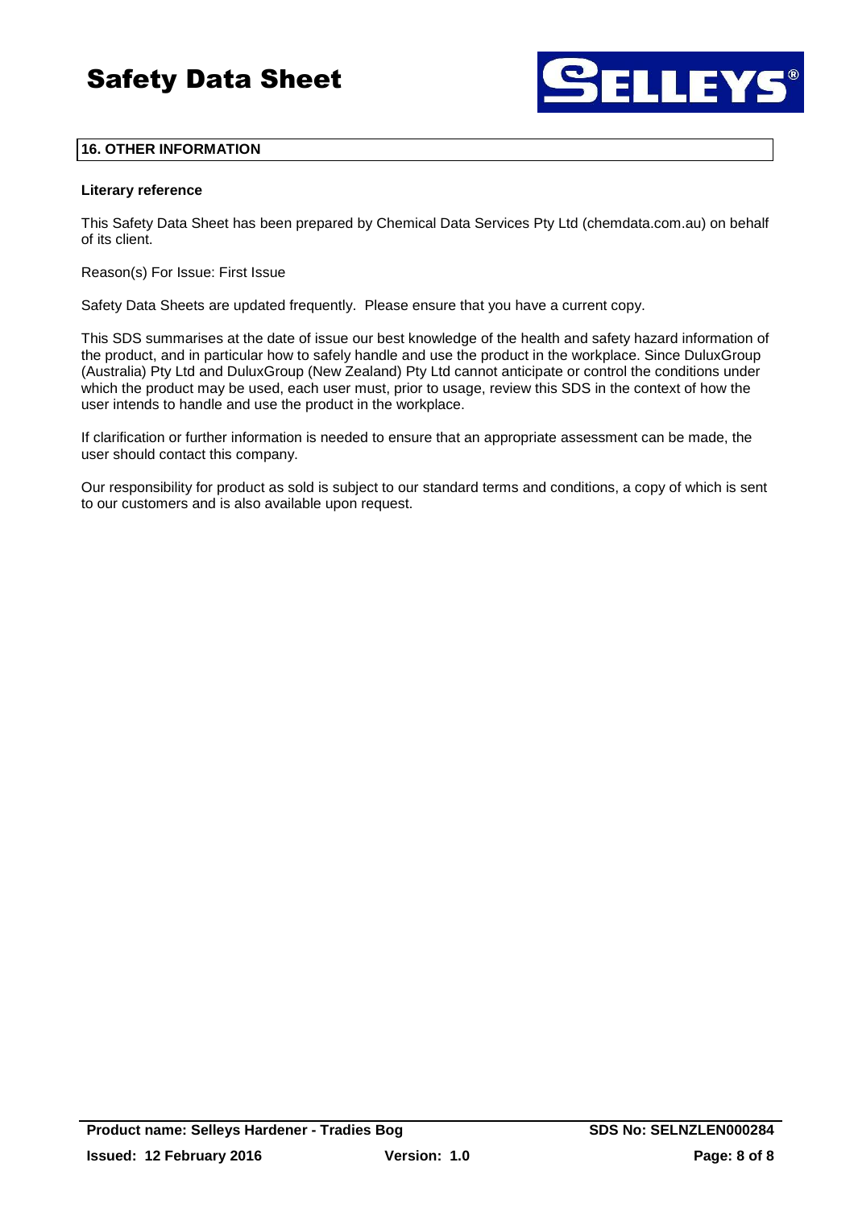## 16. OTHER INFORMATION

**Literary reference**

This Safety Data Sheet has been prepared by Chemical Data Services Pty Ltd (chemdata.com.au) on behalf of its client.

Reason(s) For Issue: First Issue

Safety Data Sheets are updated frequently. Please ensure that you have a current copy.

This SDS summarises at the date of issue our best knowledge of the health and safety hazard information of the product, and in particular how to safely handle and use the product in the workplace. Since DuluxGroup (Australia) Pty Ltd and DuluxGroup (New Zealand) Pty Ltd cannot anticipate or control the conditions under which the product may be used, each user must, prior to usage, review this SDS in the context of how the user intends to handle and use the product in the workplace.

If clarification or further information is needed to ensure that an appropriate assessment can be made, the user should contact this company.

Our responsibility for product as sold is subject to our standard terms and conditions, a copy of which is sent to our customers and is also available upon request.